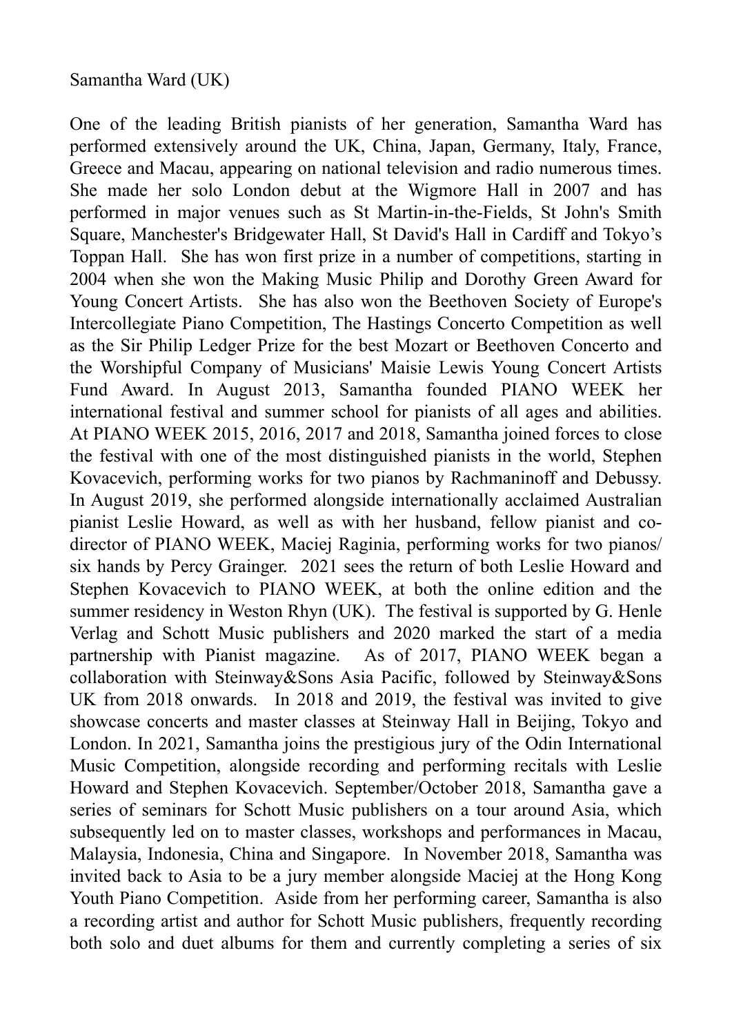Samantha Ward (UK)

One of the leading British pianists of her generation, Samantha Ward has performed extensively around the UK, China, Japan, Germany, Italy, France, Greece and Macau, appearing on national television and radio numerous times. She made her solo London debut at the Wigmore Hall in 2007 and has performed in major venues such as St Martin-in-the-Fields, St John's Smith Square, Manchester's Bridgewater Hall, St David's Hall in Cardiff and Tokyo's Toppan Hall. She has won first prize in a number of competitions, starting in 2004 when she won the Making Music Philip and Dorothy Green Award for Young Concert Artists. She has also won the Beethoven Society of Europe's Intercollegiate Piano Competition, The Hastings Concerto Competition as well as the Sir Philip Ledger Prize for the best Mozart or Beethoven Concerto and the Worshipful Company of Musicians' Maisie Lewis Young Concert Artists Fund Award. In August 2013, Samantha founded PIANO WEEK her international festival and summer school for pianists of all ages and abilities. At PIANO WEEK 2015, 2016, 2017 and 2018, Samantha joined forces to close the festival with one of the most distinguished pianists in the world, Stephen Kovacevich, performing works for two pianos by Rachmaninoff and Debussy. In August 2019, she performed alongside internationally acclaimed Australian pianist Leslie Howard, as well as with her husband, fellow pianist and co-director of PIANO WEEK, Maciej Raginia, performing works for two pianos/six hands by Percy Grainger. 2021 sees the return of both Leslie Howard and Stephen Kovacevich to PIANO WEEK, at both the online edition and the summer residency in Weston Rhyn (UK). The festival is supported by G. Henle Verlag and Schott Music publishers and 2020 marked the start of a media partnership with Pianist magazine. As of 2017, PIANO WEEK began a collaboration with Steinway&Sons Asia Pacific, followed by Steinway&Sons UK from 2018 onwards. In 2018 and 2019, the festival was invited to give showcase concerts and master classes at Steinway Hall in Beijing, Tokyo and London. In 2021, Samantha joins the prestigious jury of the Odin International Music Competition, alongside recording and performing recitals with Leslie Howard and Stephen Kovacevich. September/October 2018, Samantha gave a series of seminars for Schott Music publishers on a tour around Asia, which subsequently led on to master classes, workshops and performances in Macau, Malaysia, Indonesia, China and Singapore. In November 2018, Samantha was invited back to Asia to be a jury member alongside Maciej at the Hong Kong Youth Piano Competition. Aside from her performing career, Samantha is also a recording artist and author for Schott Music publishers, frequently recording both solo and duet albums for them and currently completing a series of six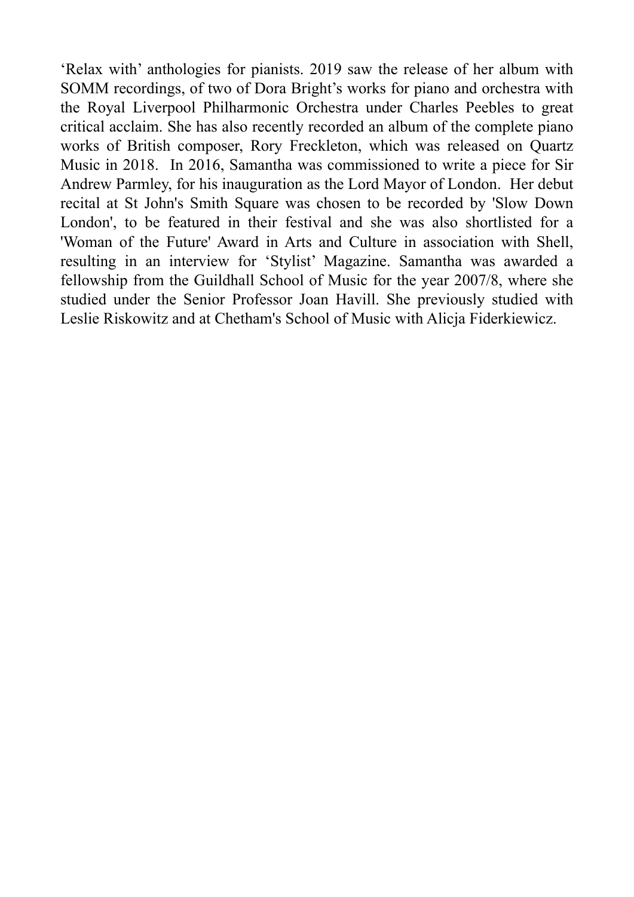‘Relax with’ anthologies for pianists. 2019 saw the release of her album with SOMM recordings, of two of Dora Bright’s works for piano and orchestra with the Royal Liverpool Philharmonic Orchestra under Charles Peebles to great critical acclaim. She has also recently recorded an album of the complete piano works of British composer, Rory Freckleton, which was released on Quartz Music in 2018. In 2016, Samantha was commissioned to write a piece for Sir Andrew Parmley, for his inauguration as the Lord Mayor of London. Her debut recital at St John's Smith Square was chosen to be recorded by 'Slow Down London', to be featured in their festival and she was also shortlisted for a 'Woman of the Future' Award in Arts and Culture in association with Shell, resulting in an interview for ‘Stylist’ Magazine. Samantha was awarded a fellowship from the Guildhall School of Music for the year 2007/8, where she studied under the Senior Professor Joan Havill. She previously studied with Leslie Riskowitz and at Chetham's School of Music with Alicja Fiderkiewicz.